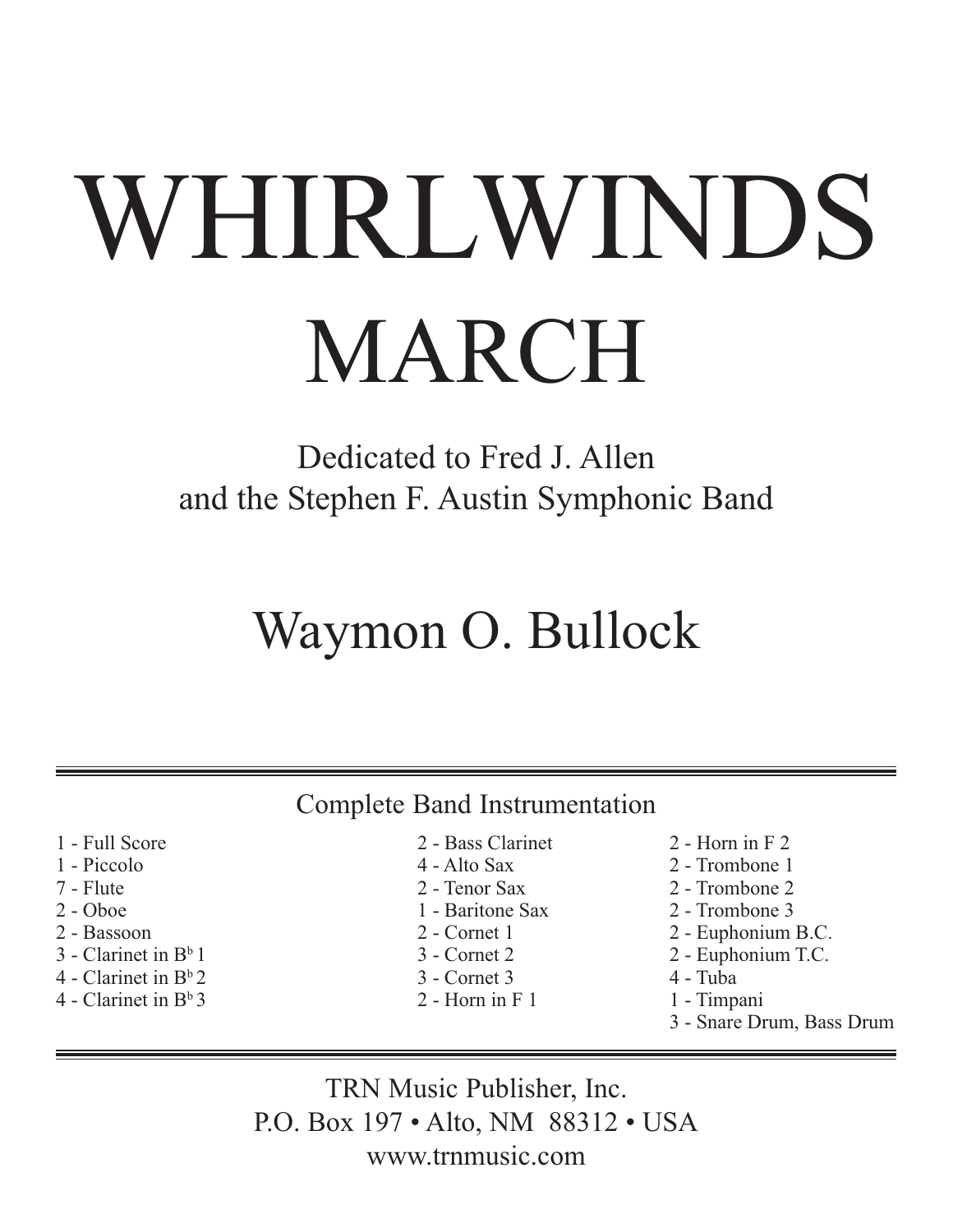# WHIRLWINDS

## MARCH

Dedicated to Fred J. Allen
and the Stephen F. Austin Symphonic Band

## Waymon O. Bullock

Complete Band Instrumentation

1 - Full Score
1 - Piccolo
7 - Flute
2 - Oboe
2 - Bassoon
3 - Clarinet in $B^b$ 1
4 - Clarinet in $B^b$ 2
4 - Clarinet in $B^b$ 3
2 - Bass Clarinet
4 - Alto Sax
2 - Tenor Sax
1 - Baritone Sax
2 - Cornet 1
3 - Cornet 2
3 - Cornet 3
2 - Horn in F 1
2 - Horn in F 2
2 - Trombone 1
2 - Trombone 2
2 - Trombone 3
2 - Euphonium B.C.
2 - Euphonium T.C.
4 - Tuba
1 - Timpani
3 - Snare Drum, Bass Drum

TRN Music Publisher, Inc.
P.O. Box 197 • Alto, NM 88312 • USA
www.trnmusic.com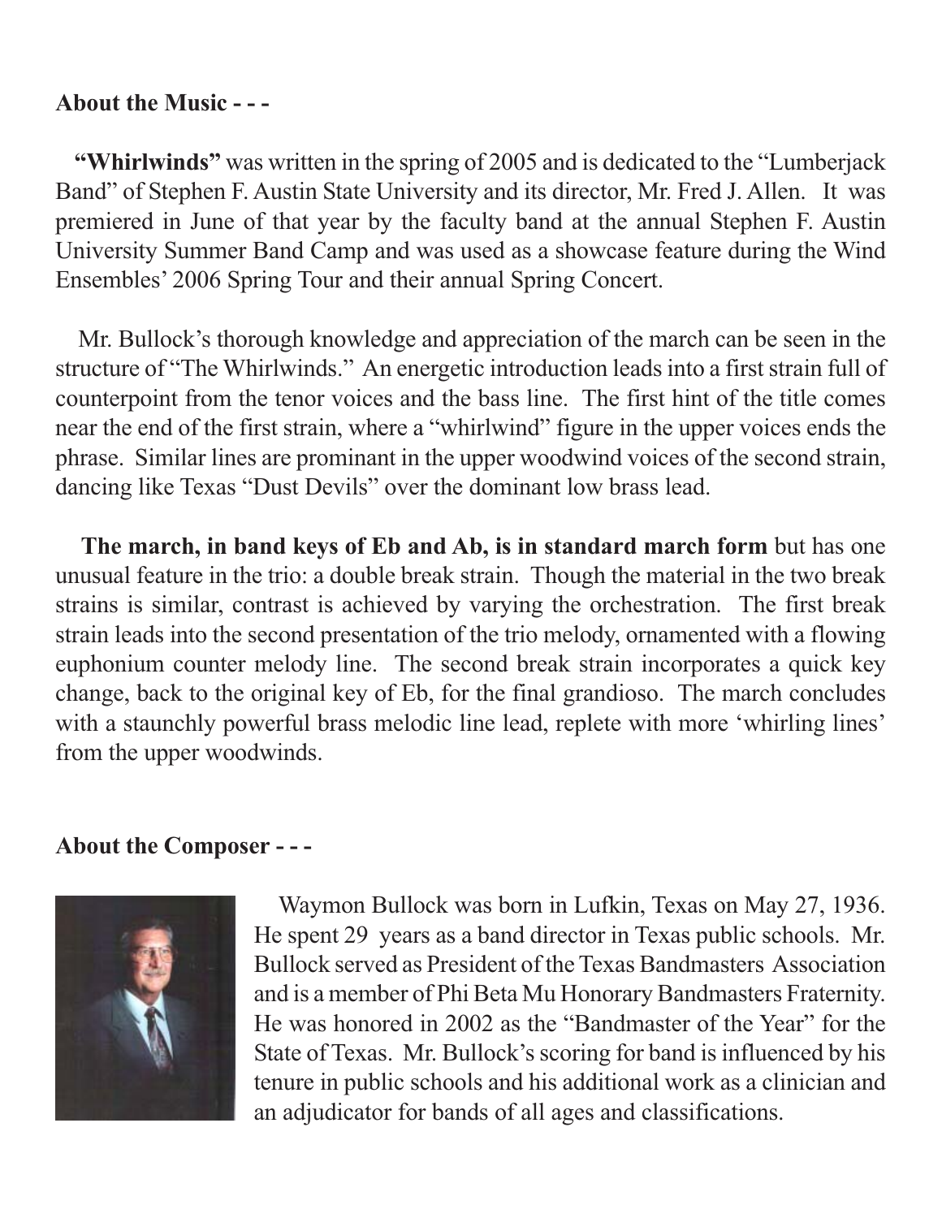**About the Music - - -**

**"Whirlwinds"** was written in the spring of 2005 and is dedicated to the "Lumberjack Band" of Stephen F. Austin State University and its director, Mr. Fred J. Allen. It was premiered in June of that year by the faculty band at the annual Stephen F. Austin University Summer Band Camp and was used as a showcase feature during the Wind Ensembles' 2006 Spring Tour and their annual Spring Concert.

Mr. Bullock's thorough knowledge and appreciation of the march can be seen in the structure of "The Whirlwinds." An energetic introduction leads into a first strain full of counterpoint from the tenor voices and the bass line. The first hint of the title comes near the end of the first strain, where a "whirlwind" figure in the upper voices ends the phrase. Similar lines are prominant in the upper woodwind voices of the second strain, dancing like Texas "Dust Devils" over the dominant low brass lead.

**The march, in band keys of Eb and Ab, is in standard march form** but has one unusual feature in the trio: a double break strain. Though the material in the two break strains is similar, contrast is achieved by varying the orchestration. The first break strain leads into the second presentation of the trio melody, ornamented with a flowing euphonium counter melody line. The second break strain incorporates a quick key change, back to the original key of Eb, for the final grandioso. The march concludes with a staunchly powerful brass melodic line lead, replete with more 'whirling lines' from the upper woodwinds.

**About the Composer - - -**

Waymon Bullock was born in Lufkin, Texas on May 27, 1936. He spent 29 years as a band director in Texas public schools. Mr. Bullock served as President of the Texas Bandmasters Association and is a member of Phi Beta Mu Honorary Bandmasters Fraternity. He was honored in 2002 as the "Bandmaster of the Year" for the State of Texas. Mr. Bullock's scoring for band is influenced by his tenure in public schools and his additional work as a clinician and an adjudicator for bands of all ages and classifications.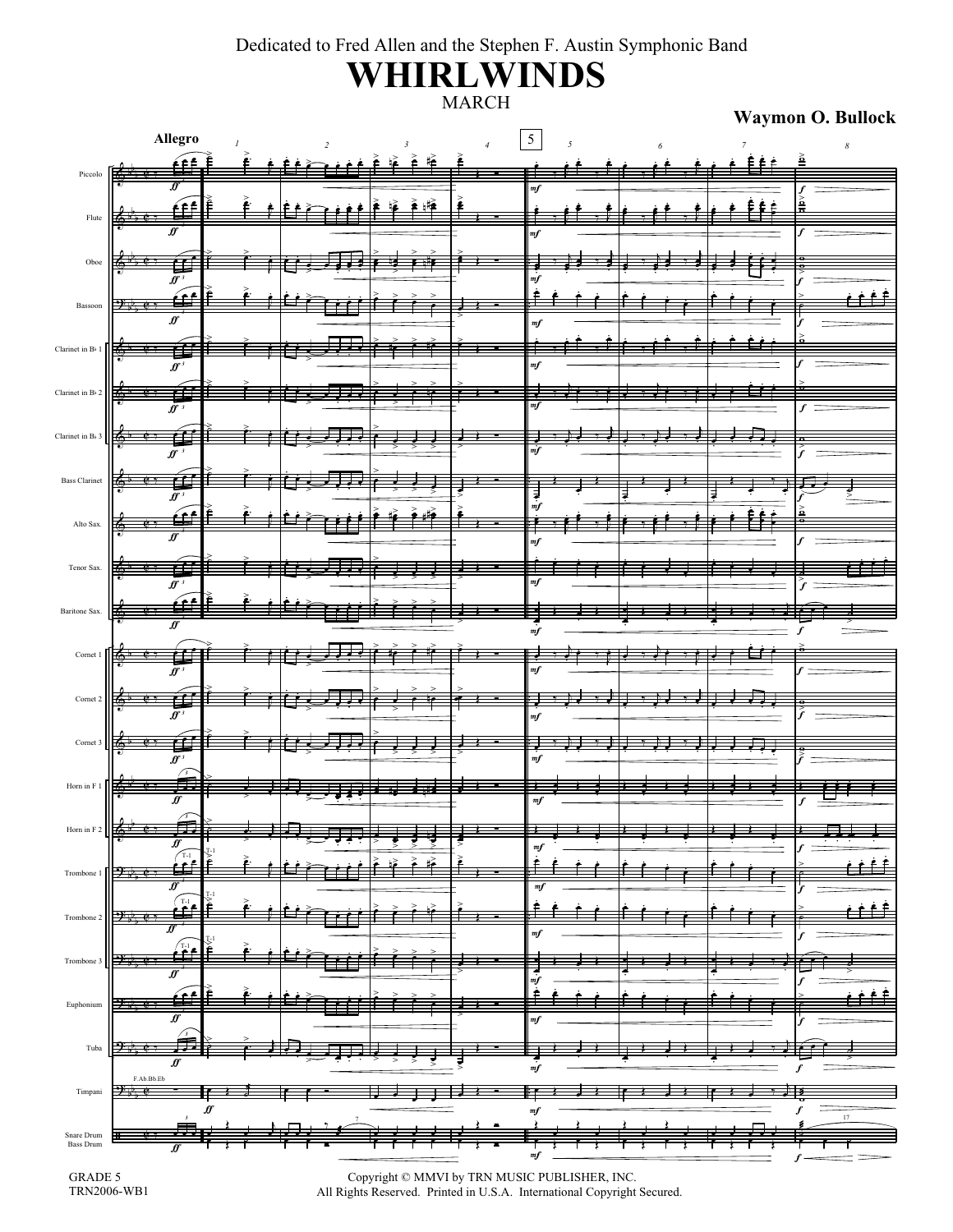Dedicated to Fred Allen and the Stephen F. Austin Symphonic Band

# WHIRLWINDS

MARCH

**Waymon O. Bullock**

GRADE 5
TRN2006-WB1

Copyright © MMVI by TRN MUSIC PUBLISHER, INC.
All Rights Reserved. Printed in U.S.A. International Copyright Secured.